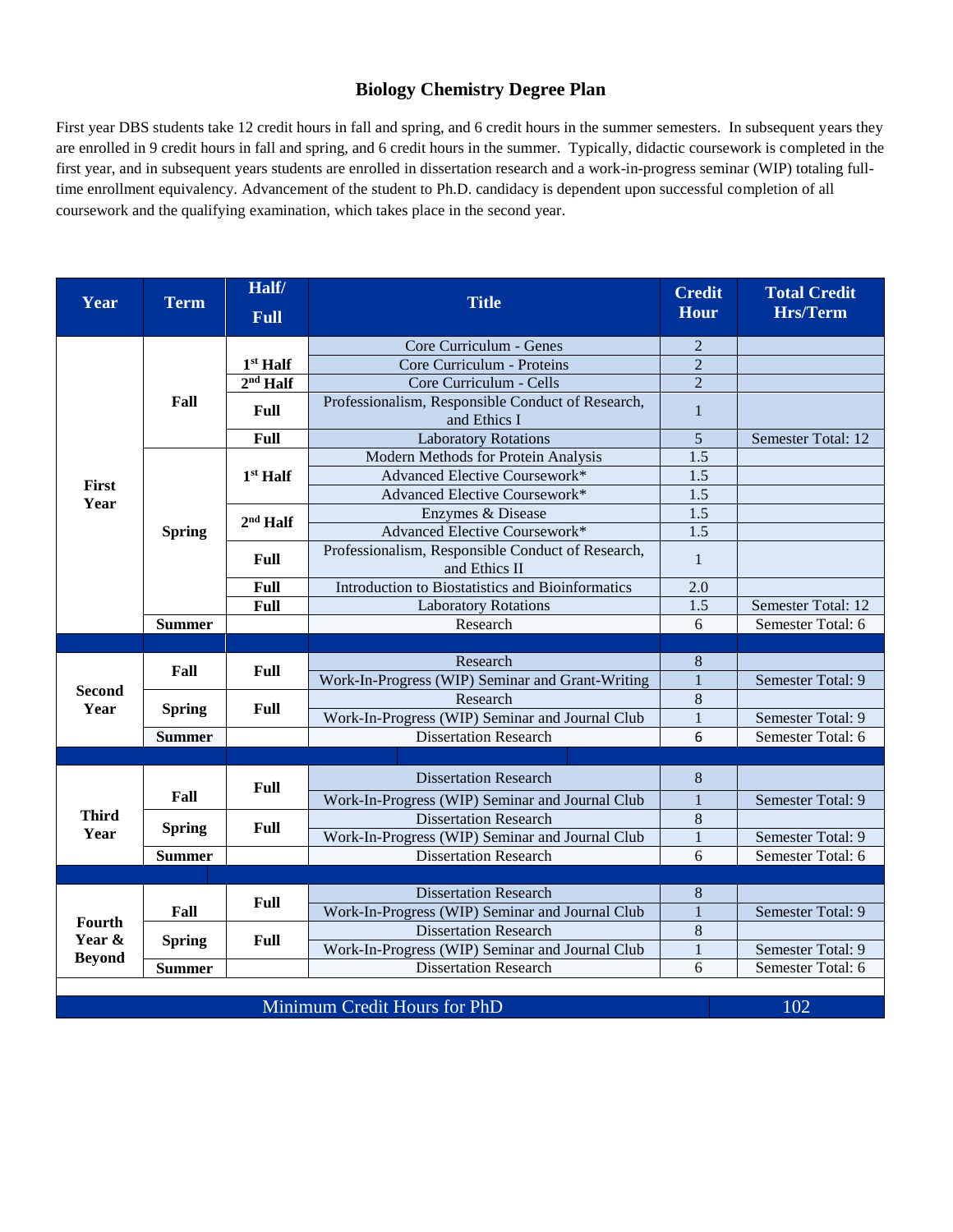# Biology Chemistry Degree Plan

First year DBS students take 12 credit hours in fall and spring, and 6 credit hours in the summer semesters. In subsequent years they are enrolled in 9 credit hours in fall and spring, and 6 credit hours in the summer. Typically, didactic coursework is completed in the first year, and in subsequent years students are enrolled in dissertation research and a work-in-progress seminar (WIP) totaling full-time enrollment equivalency. Advancement of the student to Ph.D. candidacy is dependent upon successful completion of all coursework and the qualifying examination, which takes place in the second year.

| Year | Term | Half/ Full | Title | Credit Hour | Total Credit Hrs/Term |
|---|---|---|---|---|---|
| First Year | Fall | | Core Curriculum - Genes | 2 | |
| | | 1st Half | Core Curriculum - Proteins | 2 | |
| | | 2nd Half | Core Curriculum - Cells | 2 | |
| | | Full | Professionalism, Responsible Conduct of Research, and Ethics I | 1 | |
| | | Full | Laboratory Rotations | 5 | Semester Total: 12 |
| | Spring | 1st Half | Modern Methods for Protein Analysis | 1.5 | |
| | | | Advanced Elective Coursework* | 1.5 | |
| | | | Advanced Elective Coursework* | 1.5 | |
| | | 2nd Half | Enzymes & Disease | 1.5 | |
| | | | Advanced Elective Coursework* | 1.5 | |
| | | Full | Professionalism, Responsible Conduct of Research, and Ethics II | 1 | |
| | | Full | Introduction to Biostatistics and Bioinformatics | 2.0 | |
| | | Full | Laboratory Rotations | 1.5 | Semester Total: 12 |
| | Summer | | Research | 6 | Semester Total: 6 |
| Second Year | Fall | Full | Research | 8 | |
| | | | Work-In-Progress (WIP) Seminar and Grant-Writing | 1 | Semester Total: 9 |
| | Spring | Full | Research | 8 | |
| | | | Work-In-Progress (WIP) Seminar and Journal Club | 1 | Semester Total: 9 |
| | Summer | | Dissertation Research | 6 | Semester Total: 6 |
| Third Year | Fall | Full | Dissertation Research | 8 | |
| | | | Work-In-Progress (WIP) Seminar and Journal Club | 1 | Semester Total: 9 |
| | Spring | Full | Dissertation Research | 8 | |
| | | | Work-In-Progress (WIP) Seminar and Journal Club | 1 | Semester Total: 9 |
| | Summer | | Dissertation Research | 6 | Semester Total: 6 |
| Fourth Year & Beyond | Fall | Full | Dissertation Research | 8 | |
| | | | Work-In-Progress (WIP) Seminar and Journal Club | 1 | Semester Total: 9 |
| | Spring | Full | Dissertation Research | 8 | |
| | | | Work-In-Progress (WIP) Seminar and Journal Club | 1 | Semester Total: 9 |
| | Summer | | Dissertation Research | 6 | Semester Total: 6 |
| | | | Minimum Credit Hours for PhD | | 102 |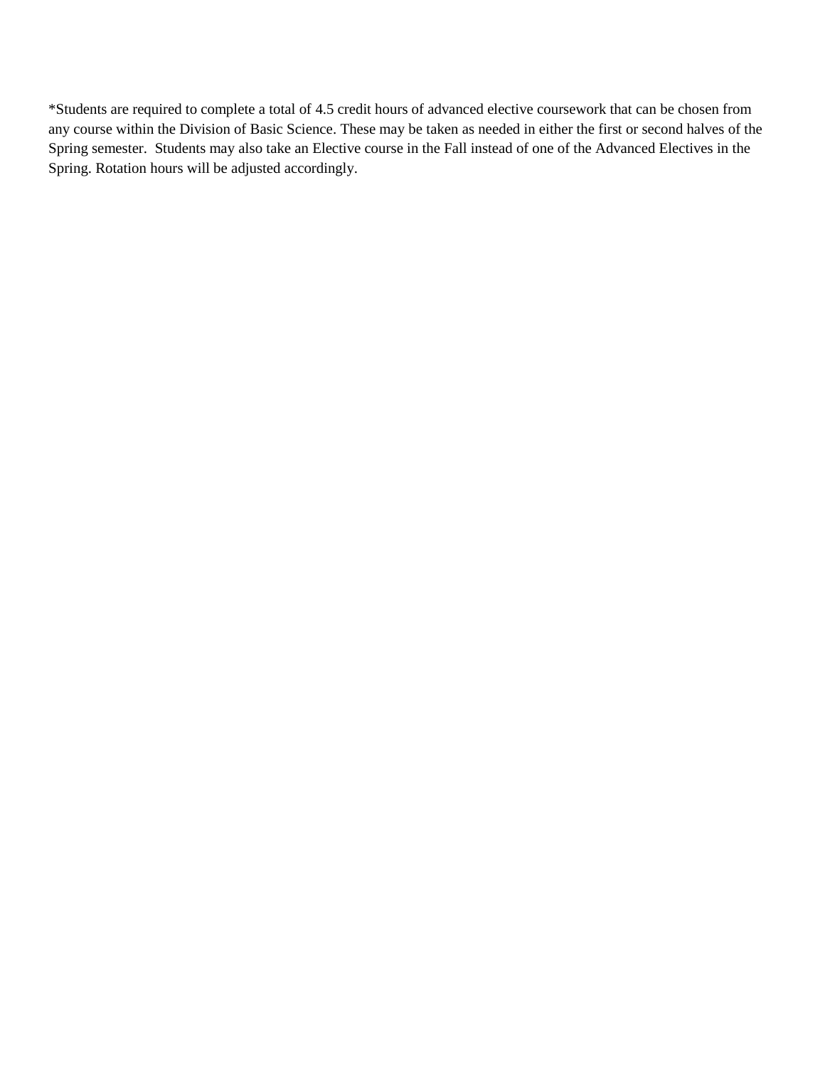*Students are required to complete a total of 4.5 credit hours of advanced elective coursework that can be chosen from any course within the Division of Basic Science. These may be taken as needed in either the first or second halves of the Spring semester. Students may also take an Elective course in the Fall instead of one of the Advanced Electives in the Spring. Rotation hours will be adjusted accordingly.